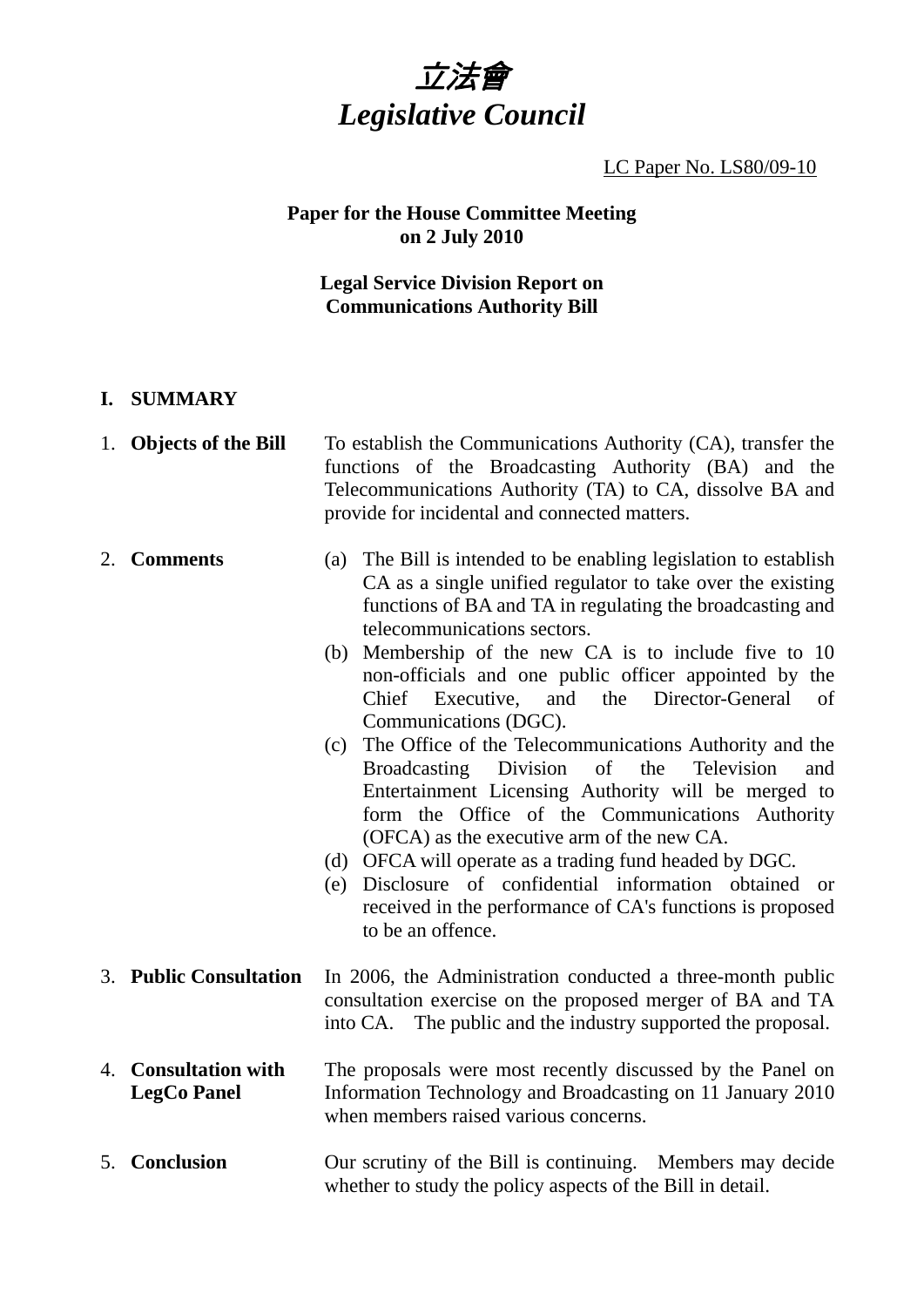# *立法會*
# *Legislative Council*

LC Paper No. LS80/09-10

**Paper for the House Committee Meeting on 2 July 2010**

**Legal Service Division Report on Communications Authority Bill**

## I. SUMMARY

1. **Objects of the Bill**

   To establish the Communications Authority (CA), transfer the functions of the Broadcasting Authority (BA) and the Telecommunications Authority (TA) to CA, dissolve BA and provide for incidental and connected matters.

2. **Comments**

   (a) The Bill is intended to be enabling legislation to establish CA as a single unified regulator to take over the existing functions of BA and TA in regulating the broadcasting and telecommunications sectors.

   (b) Membership of the new CA is to include five to 10 non-officials and one public officer appointed by the Chief Executive, and the Director-General of Communications (DGC).

   (c) The Office of the Telecommunications Authority and the Broadcasting Division of the Television and Entertainment Licensing Authority will be merged to form the Office of the Communications Authority (OFCA) as the executive arm of the new CA.

   (d) OFCA will operate as a trading fund headed by DGC.

   (e) Disclosure of confidential information obtained or received in the performance of CA's functions is proposed to be an offence.

3. **Public Consultation**

   In 2006, the Administration conducted a three-month public consultation exercise on the proposed merger of BA and TA into CA. The public and the industry supported the proposal.

4. **Consultation with LegCo Panel**

   The proposals were most recently discussed by the Panel on Information Technology and Broadcasting on 11 January 2010 when members raised various concerns.

5. **Conclusion**

   Our scrutiny of the Bill is continuing. Members may decide whether to study the policy aspects of the Bill in detail.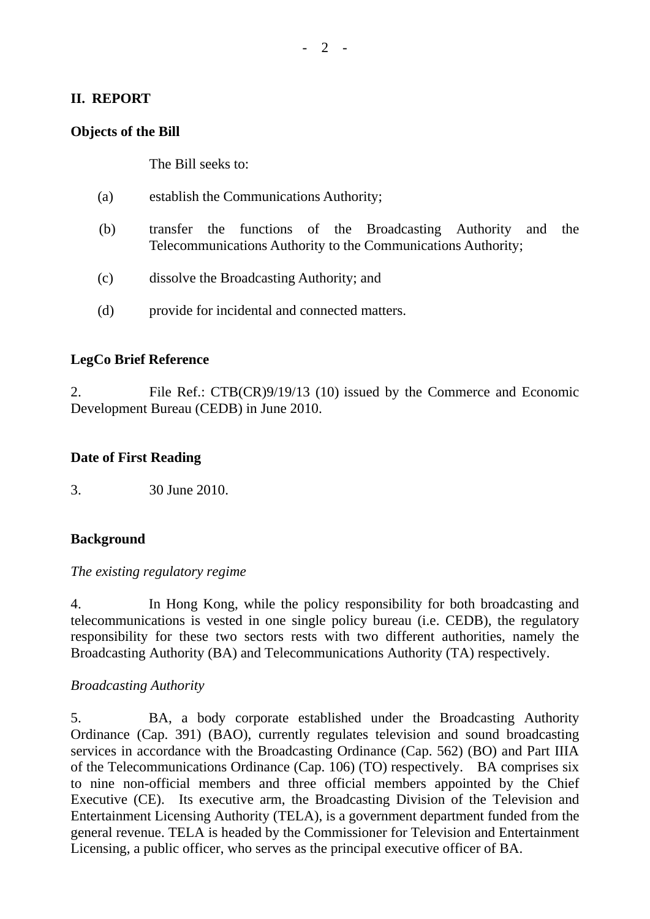## II. REPORT

### Objects of the Bill

The Bill seeks to:

(a) establish the Communications Authority;

(b) transfer the functions of the Broadcasting Authority and the Telecommunications Authority to the Communications Authority;

(c) dissolve the Broadcasting Authority; and

(d) provide for incidental and connected matters.

### LegCo Brief Reference

2. File Ref.: CTB(CR)9/19/13 (10) issued by the Commerce and Economic Development Bureau (CEDB) in June 2010.

### Date of First Reading

3. 30 June 2010.

### Background

*The existing regulatory regime*

4. In Hong Kong, while the policy responsibility for both broadcasting and telecommunications is vested in one single policy bureau (i.e. CEDB), the regulatory responsibility for these two sectors rests with two different authorities, namely the Broadcasting Authority (BA) and Telecommunications Authority (TA) respectively.

*Broadcasting Authority*

5. BA, a body corporate established under the Broadcasting Authority Ordinance (Cap. 391) (BAO), currently regulates television and sound broadcasting services in accordance with the Broadcasting Ordinance (Cap. 562) (BO) and Part IIIA of the Telecommunications Ordinance (Cap. 106) (TO) respectively. BA comprises six to nine non-official members and three official members appointed by the Chief Executive (CE). Its executive arm, the Broadcasting Division of the Television and Entertainment Licensing Authority (TELA), is a government department funded from the general revenue. TELA is headed by the Commissioner for Television and Entertainment Licensing, a public officer, who serves as the principal executive officer of BA.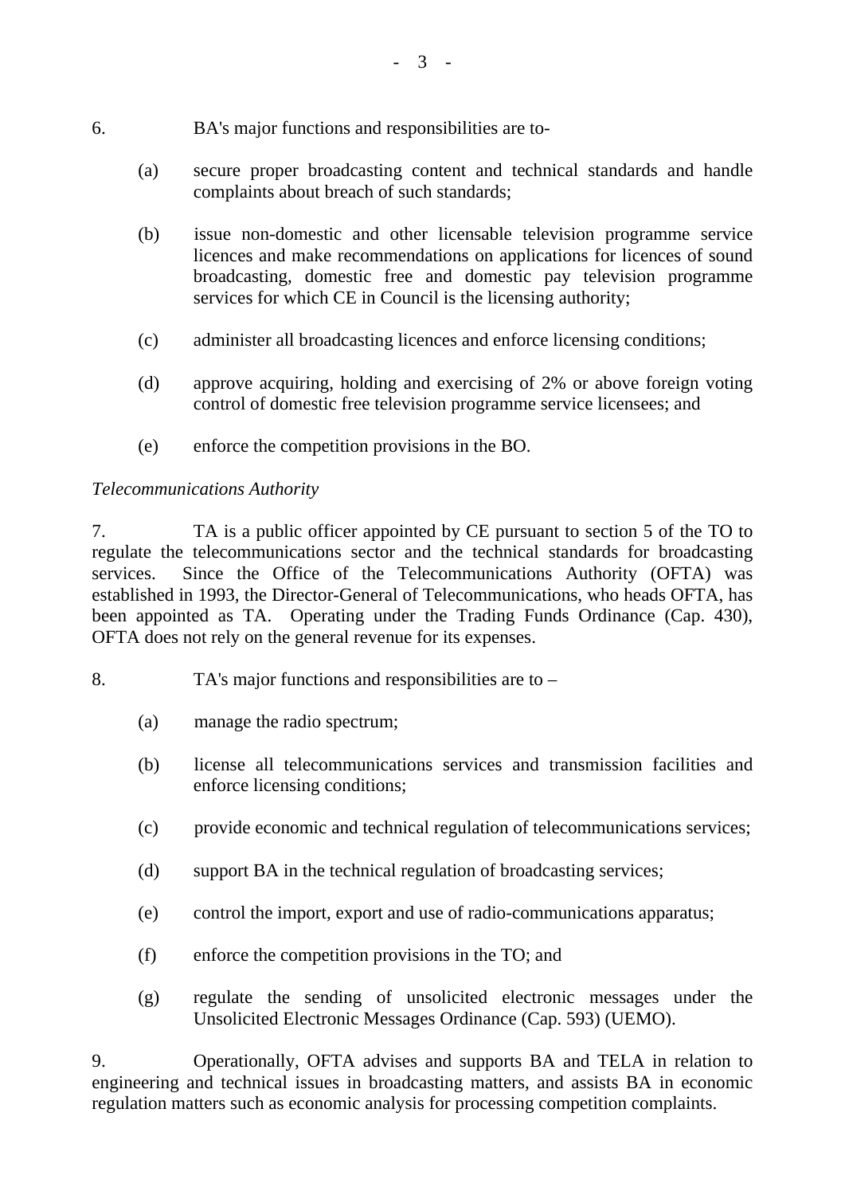6. BA's major functions and responsibilities are to-

(a) secure proper broadcasting content and technical standards and handle complaints about breach of such standards;

(b) issue non-domestic and other licensable television programme service licences and make recommendations on applications for licences of sound broadcasting, domestic free and domestic pay television programme services for which CE in Council is the licensing authority;

(c) administer all broadcasting licences and enforce licensing conditions;

(d) approve acquiring, holding and exercising of 2% or above foreign voting control of domestic free television programme service licensees; and

(e) enforce the competition provisions in the BO.

*Telecommunications Authority*

7. TA is a public officer appointed by CE pursuant to section 5 of the TO to regulate the telecommunications sector and the technical standards for broadcasting services. Since the Office of the Telecommunications Authority (OFTA) was established in 1993, the Director-General of Telecommunications, who heads OFTA, has been appointed as TA. Operating under the Trading Funds Ordinance (Cap. 430), OFTA does not rely on the general revenue for its expenses.

8. TA's major functions and responsibilities are to –

(a) manage the radio spectrum;

(b) license all telecommunications services and transmission facilities and enforce licensing conditions;

(c) provide economic and technical regulation of telecommunications services;

(d) support BA in the technical regulation of broadcasting services;

(e) control the import, export and use of radio-communications apparatus;

(f) enforce the competition provisions in the TO; and

(g) regulate the sending of unsolicited electronic messages under the Unsolicited Electronic Messages Ordinance (Cap. 593) (UEMO).

9. Operationally, OFTA advises and supports BA and TELA in relation to engineering and technical issues in broadcasting matters, and assists BA in economic regulation matters such as economic analysis for processing competition complaints.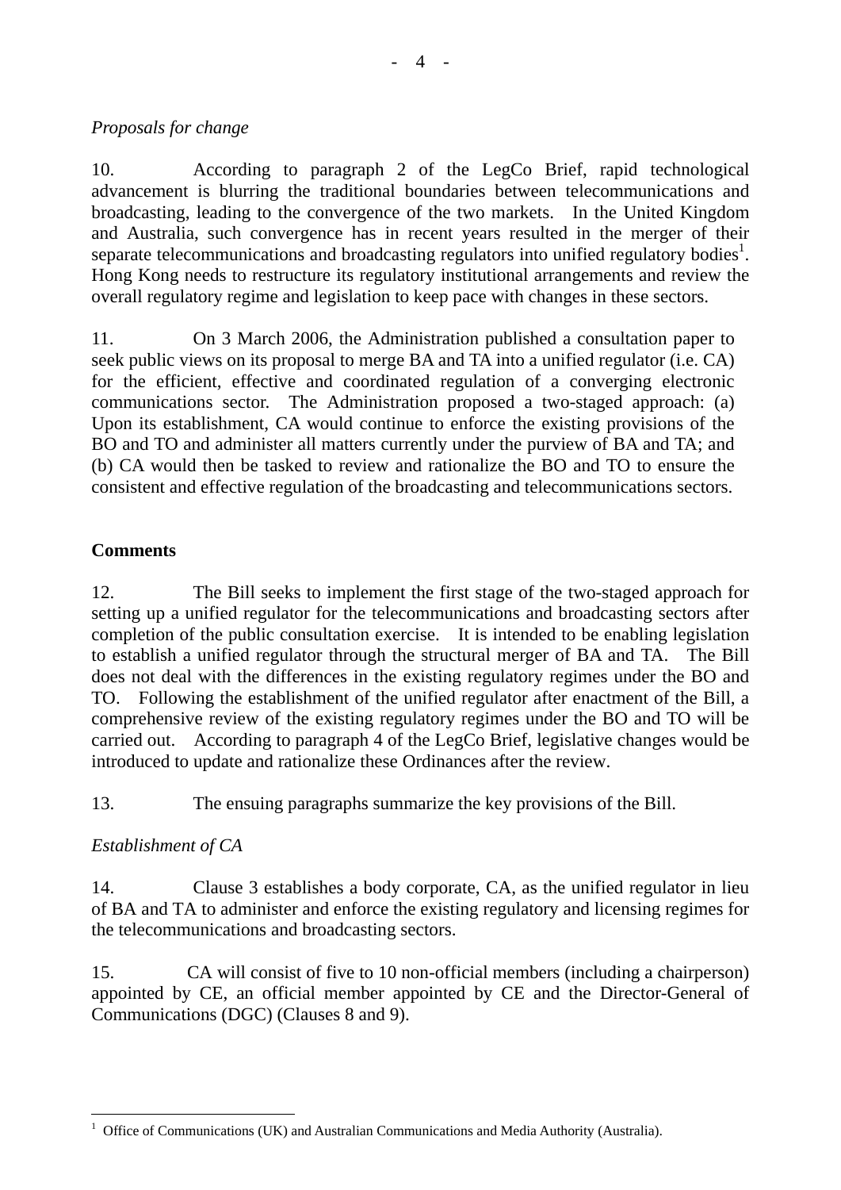*Proposals for change*

10. According to paragraph 2 of the LegCo Brief, rapid technological advancement is blurring the traditional boundaries between telecommunications and broadcasting, leading to the convergence of the two markets. In the United Kingdom and Australia, such convergence has in recent years resulted in the merger of their separate telecommunications and broadcasting regulators into unified regulatory bodies[1]. Hong Kong needs to restructure its regulatory institutional arrangements and review the overall regulatory regime and legislation to keep pace with changes in these sectors.

11. On 3 March 2006, the Administration published a consultation paper to seek public views on its proposal to merge BA and TA into a unified regulator (i.e. CA) for the efficient, effective and coordinated regulation of a converging electronic communications sector. The Administration proposed a two-staged approach: (a) Upon its establishment, CA would continue to enforce the existing provisions of the BO and TO and administer all matters currently under the purview of BA and TA; and (b) CA would then be tasked to review and rationalize the BO and TO to ensure the consistent and effective regulation of the broadcasting and telecommunications sectors.

**Comments**

12. The Bill seeks to implement the first stage of the two-staged approach for setting up a unified regulator for the telecommunications and broadcasting sectors after completion of the public consultation exercise. It is intended to be enabling legislation to establish a unified regulator through the structural merger of BA and TA. The Bill does not deal with the differences in the existing regulatory regimes under the BO and TO. Following the establishment of the unified regulator after enactment of the Bill, a comprehensive review of the existing regulatory regimes under the BO and TO will be carried out. According to paragraph 4 of the LegCo Brief, legislative changes would be introduced to update and rationalize these Ordinances after the review.

13. The ensuing paragraphs summarize the key provisions of the Bill.

*Establishment of CA*

14. Clause 3 establishes a body corporate, CA, as the unified regulator in lieu of BA and TA to administer and enforce the existing regulatory and licensing regimes for the telecommunications and broadcasting sectors.

15. CA will consist of five to 10 non-official members (including a chairperson) appointed by CE, an official member appointed by CE and the Director-General of Communications (DGC) (Clauses 8 and 9).

[1] Office of Communications (UK) and Australian Communications and Media Authority (Australia).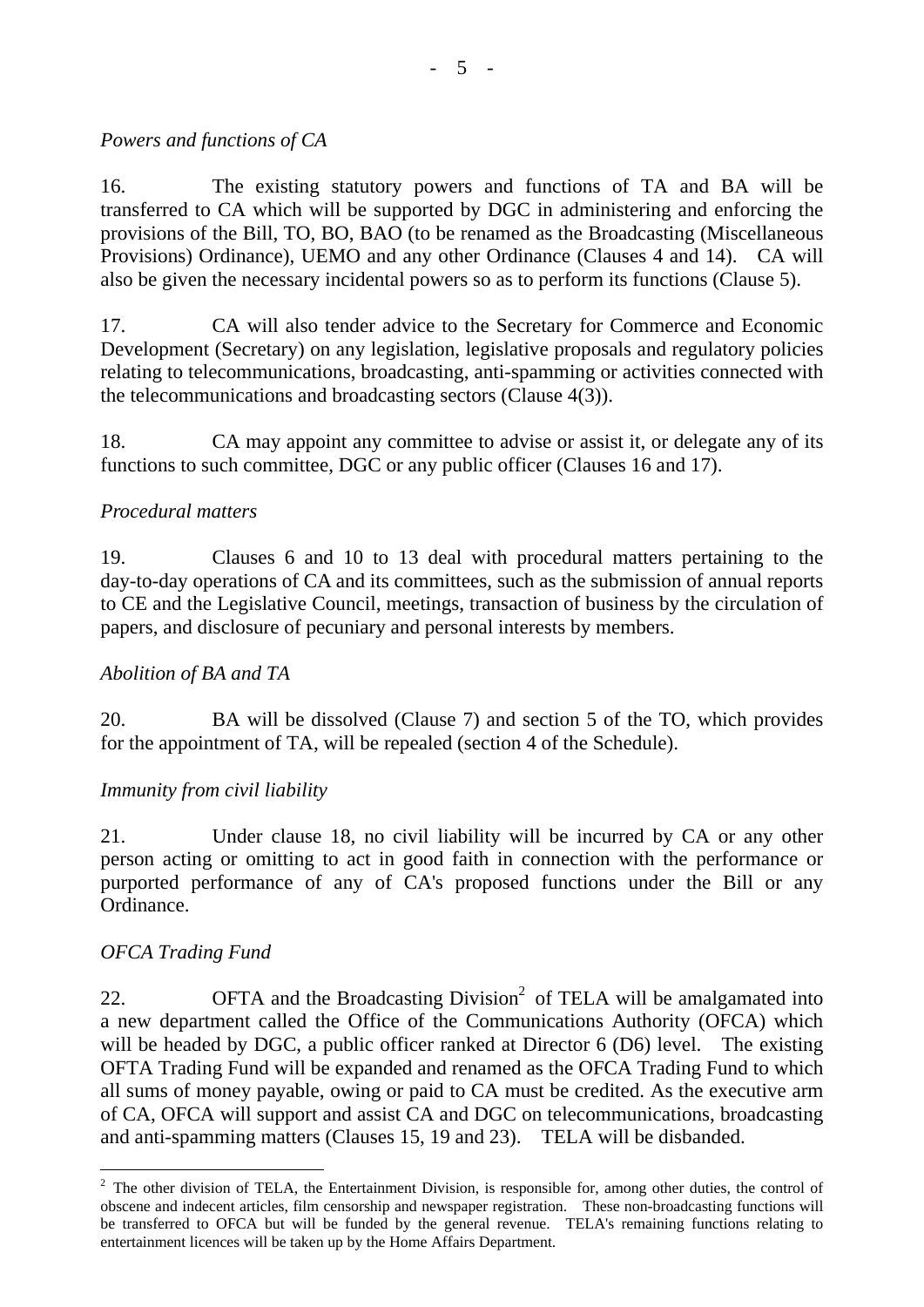*Powers and functions of CA*

16. The existing statutory powers and functions of TA and BA will be transferred to CA which will be supported by DGC in administering and enforcing the provisions of the Bill, TO, BO, BAO (to be renamed as the Broadcasting (Miscellaneous Provisions) Ordinance), UEMO and any other Ordinance (Clauses 4 and 14). CA will also be given the necessary incidental powers so as to perform its functions (Clause 5).

17. CA will also tender advice to the Secretary for Commerce and Economic Development (Secretary) on any legislation, legislative proposals and regulatory policies relating to telecommunications, broadcasting, anti-spamming or activities connected with the telecommunications and broadcasting sectors (Clause 4(3)).

18. CA may appoint any committee to advise or assist it, or delegate any of its functions to such committee, DGC or any public officer (Clauses 16 and 17).

*Procedural matters*

19. Clauses 6 and 10 to 13 deal with procedural matters pertaining to the day-to-day operations of CA and its committees, such as the submission of annual reports to CE and the Legislative Council, meetings, transaction of business by the circulation of papers, and disclosure of pecuniary and personal interests by members.

*Abolition of BA and TA*

20. BA will be dissolved (Clause 7) and section 5 of the TO, which provides for the appointment of TA, will be repealed (section 4 of the Schedule).

*Immunity from civil liability*

21. Under clause 18, no civil liability will be incurred by CA or any other person acting or omitting to act in good faith in connection with the performance or purported performance of any of CA's proposed functions under the Bill or any Ordinance.

*OFCA Trading Fund*

22. OFTA and the Broadcasting Division[2] of TELA will be amalgamated into a new department called the Office of the Communications Authority (OFCA) which will be headed by DGC, a public officer ranked at Director 6 (D6) level. The existing OFTA Trading Fund will be expanded and renamed as the OFCA Trading Fund to which all sums of money payable, owing or paid to CA must be credited. As the executive arm of CA, OFCA will support and assist CA and DGC on telecommunications, broadcasting and anti-spamming matters (Clauses 15, 19 and 23). TELA will be disbanded.

[2] The other division of TELA, the Entertainment Division, is responsible for, among other duties, the control of obscene and indecent articles, film censorship and newspaper registration. These non-broadcasting functions will be transferred to OFCA but will be funded by the general revenue. TELA's remaining functions relating to entertainment licences will be taken up by the Home Affairs Department.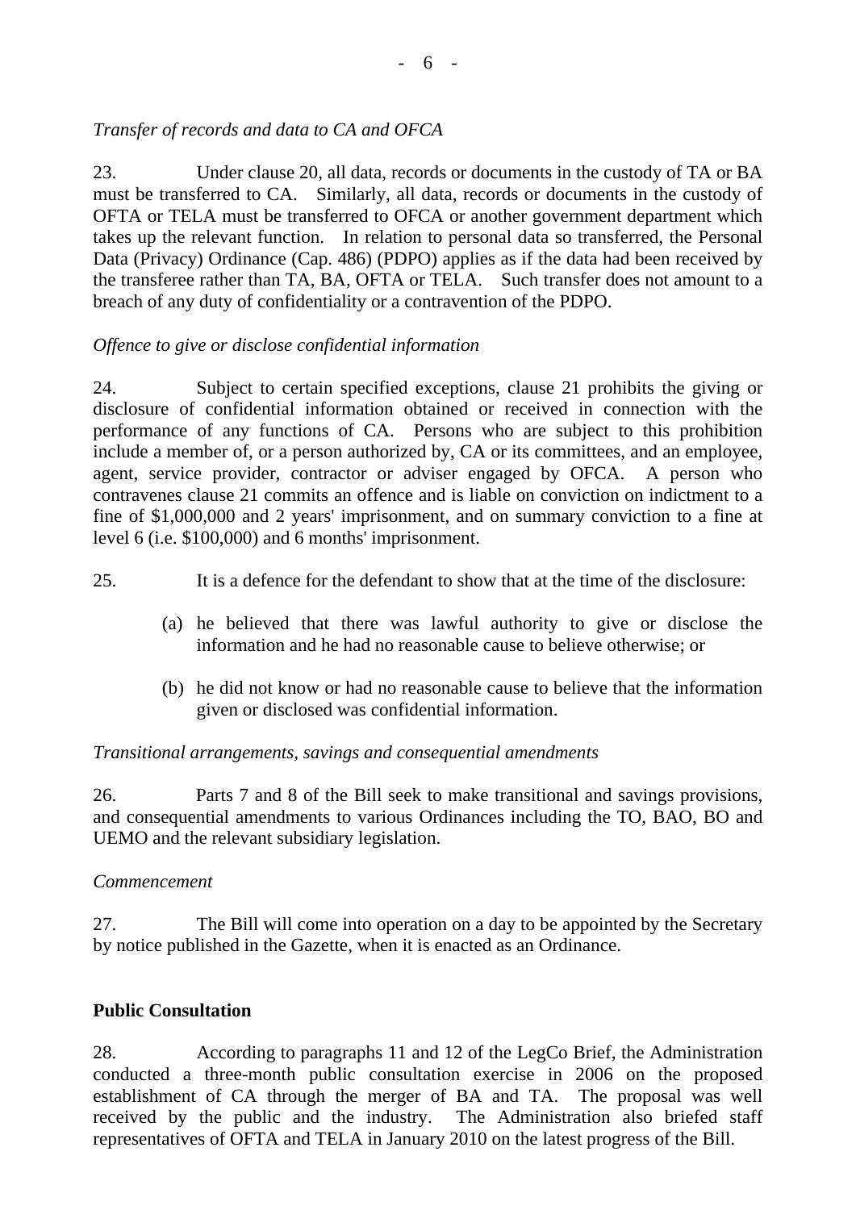*Transfer of records and data to CA and OFCA*

23. Under clause 20, all data, records or documents in the custody of TA or BA must be transferred to CA. Similarly, all data, records or documents in the custody of OFTA or TELA must be transferred to OFCA or another government department which takes up the relevant function. In relation to personal data so transferred, the Personal Data (Privacy) Ordinance (Cap. 486) (PDPO) applies as if the data had been received by the transferee rather than TA, BA, OFTA or TELA. Such transfer does not amount to a breach of any duty of confidentiality or a contravention of the PDPO.

*Offence to give or disclose confidential information*

24. Subject to certain specified exceptions, clause 21 prohibits the giving or disclosure of confidential information obtained or received in connection with the performance of any functions of CA. Persons who are subject to this prohibition include a member of, or a person authorized by, CA or its committees, and an employee, agent, service provider, contractor or adviser engaged by OFCA. A person who contravenes clause 21 commits an offence and is liable on conviction on indictment to a fine of $1,000,000 and 2 years' imprisonment, and on summary conviction to a fine at level 6 (i.e. $100,000) and 6 months' imprisonment.

25. It is a defence for the defendant to show that at the time of the disclosure:

(a) he believed that there was lawful authority to give or disclose the information and he had no reasonable cause to believe otherwise; or

(b) he did not know or had no reasonable cause to believe that the information given or disclosed was confidential information.

*Transitional arrangements, savings and consequential amendments*

26. Parts 7 and 8 of the Bill seek to make transitional and savings provisions, and consequential amendments to various Ordinances including the TO, BAO, BO and UEMO and the relevant subsidiary legislation.

*Commencement*

27. The Bill will come into operation on a day to be appointed by the Secretary by notice published in the Gazette, when it is enacted as an Ordinance.

**Public Consultation**

28. According to paragraphs 11 and 12 of the LegCo Brief, the Administration conducted a three-month public consultation exercise in 2006 on the proposed establishment of CA through the merger of BA and TA. The proposal was well received by the public and the industry. The Administration also briefed staff representatives of OFTA and TELA in January 2010 on the latest progress of the Bill.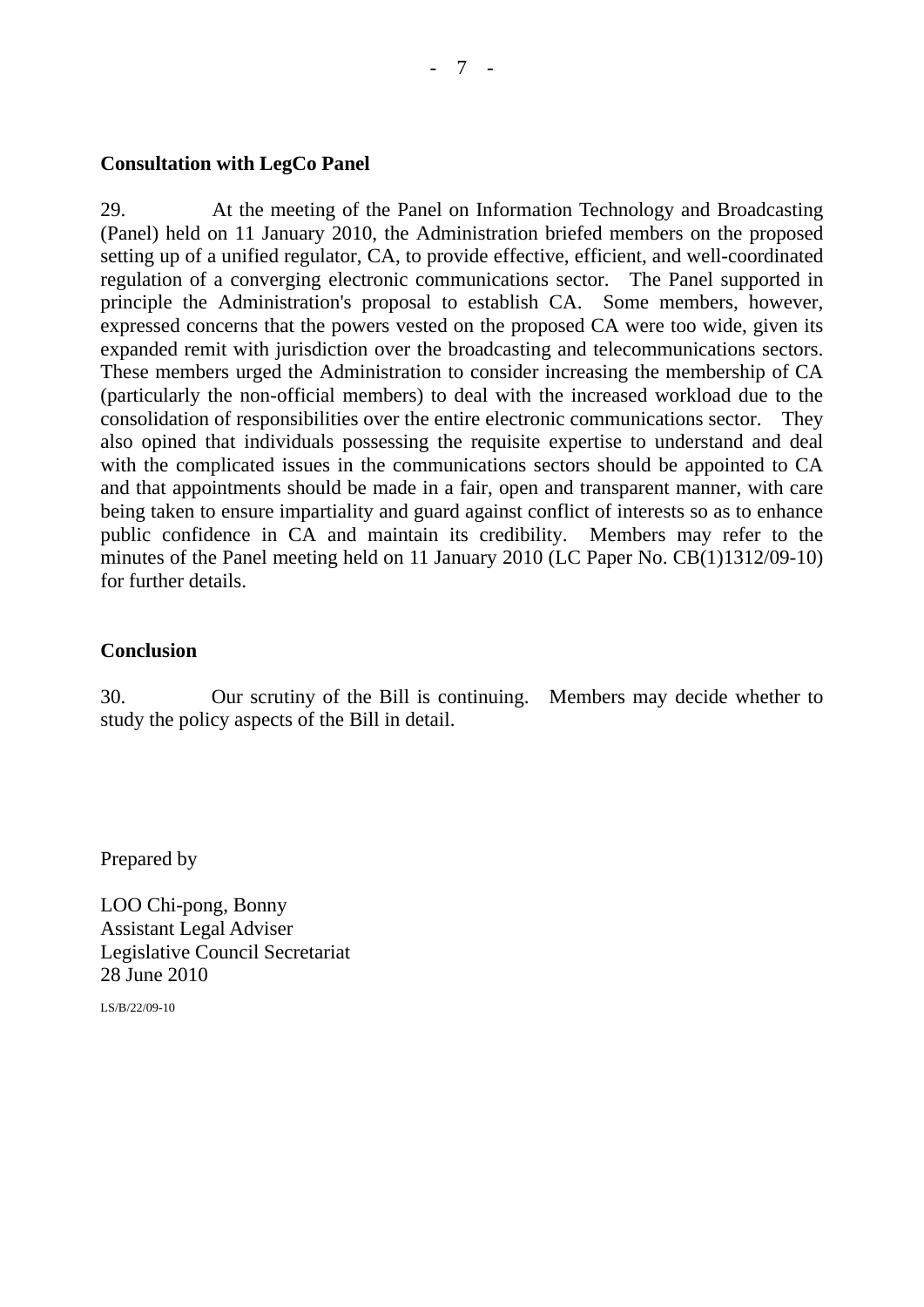**Consultation with LegCo Panel**

29. At the meeting of the Panel on Information Technology and Broadcasting (Panel) held on 11 January 2010, the Administration briefed members on the proposed setting up of a unified regulator, CA, to provide effective, efficient, and well-coordinated regulation of a converging electronic communications sector. The Panel supported in principle the Administration's proposal to establish CA. Some members, however, expressed concerns that the powers vested on the proposed CA were too wide, given its expanded remit with jurisdiction over the broadcasting and telecommunications sectors. These members urged the Administration to consider increasing the membership of CA (particularly the non-official members) to deal with the increased workload due to the consolidation of responsibilities over the entire electronic communications sector. They also opined that individuals possessing the requisite expertise to understand and deal with the complicated issues in the communications sectors should be appointed to CA and that appointments should be made in a fair, open and transparent manner, with care being taken to ensure impartiality and guard against conflict of interests so as to enhance public confidence in CA and maintain its credibility. Members may refer to the minutes of the Panel meeting held on 11 January 2010 (LC Paper No. CB(1)1312/09-10) for further details.

**Conclusion**

30. Our scrutiny of the Bill is continuing. Members may decide whether to study the policy aspects of the Bill in detail.

Prepared by

LOO Chi-pong, Bonny
Assistant Legal Adviser
Legislative Council Secretariat
28 June 2010

LS/B/22/09-10